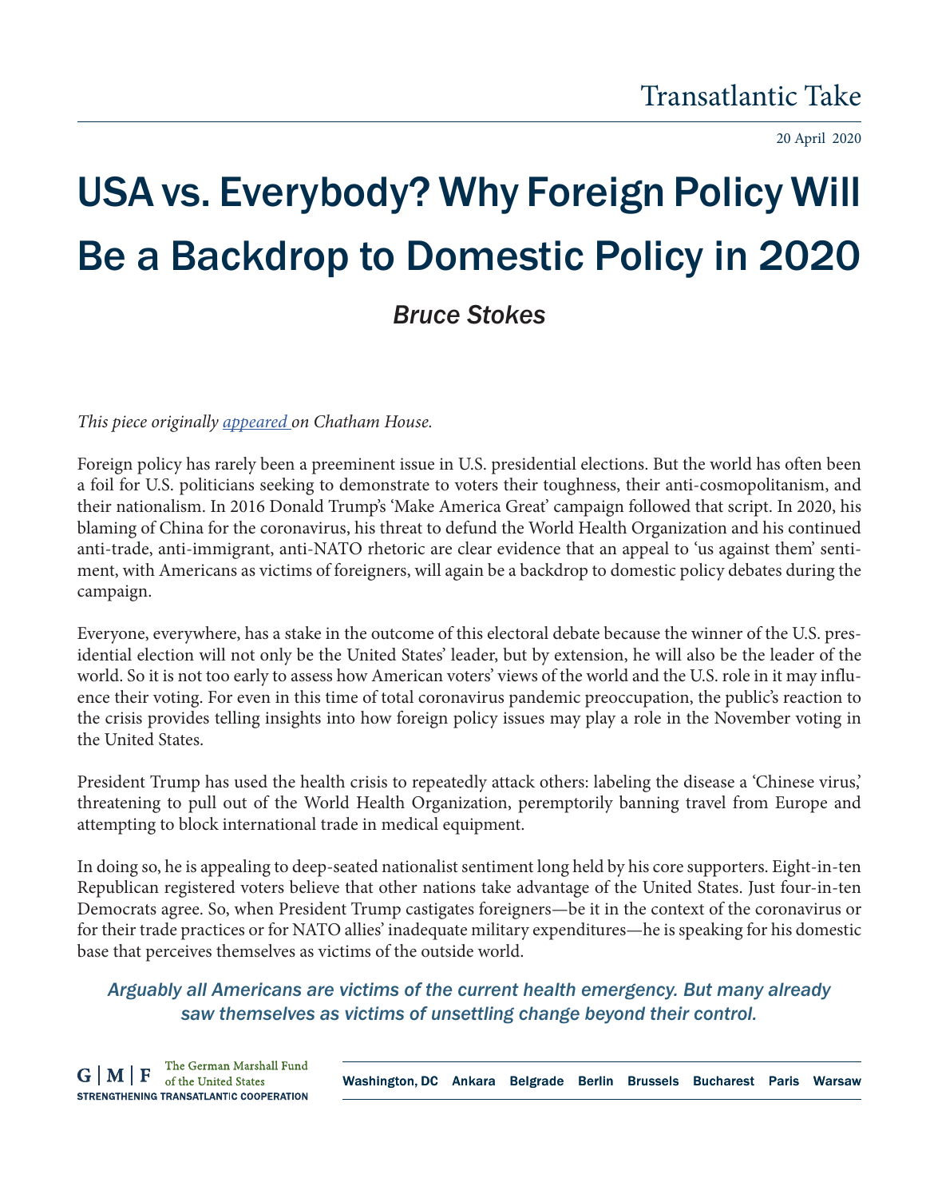Transatlantic Take

20 April 2020

# USA vs. Everybody? Why Foreign Policy Will Be a Backdrop to Domestic Policy in 2020

*Bruce Stokes*

*This piece originally [appeared](#) on Chatham House.*

Foreign policy has rarely been a preeminent issue in U.S. presidential elections. But the world has often been a foil for U.S. politicians seeking to demonstrate to voters their toughness, their anti-cosmopolitanism, and their nationalism. In 2016 Donald Trump's 'Make America Great' campaign followed that script. In 2020, his blaming of China for the coronavirus, his threat to defund the World Health Organization and his continued anti-trade, anti-immigrant, anti-NATO rhetoric are clear evidence that an appeal to 'us against them' sentiment, with Americans as victims of foreigners, will again be a backdrop to domestic policy debates during the campaign.

Everyone, everywhere, has a stake in the outcome of this electoral debate because the winner of the U.S. presidential election will not only be the United States' leader, but by extension, he will also be the leader of the world. So it is not too early to assess how American voters' views of the world and the U.S. role in it may influence their voting. For even in this time of total coronavirus pandemic preoccupation, the public's reaction to the crisis provides telling insights into how foreign policy issues may play a role in the November voting in the United States.

President Trump has used the health crisis to repeatedly attack others: labeling the disease a 'Chinese virus,' threatening to pull out of the World Health Organization, peremptorily banning travel from Europe and attempting to block international trade in medical equipment.

In doing so, he is appealing to deep-seated nationalist sentiment long held by his core supporters. Eight-in-ten Republican registered voters believe that other nations take advantage of the United States. Just four-in-ten Democrats agree. So, when President Trump castigates foreigners—be it in the context of the coronavirus or for their trade practices or for NATO allies' inadequate military expenditures—he is speaking for his domestic base that perceives themselves as victims of the outside world.

*Arguably all Americans are victims of the current health emergency. But many already saw themselves as victims of unsettling change beyond their control.*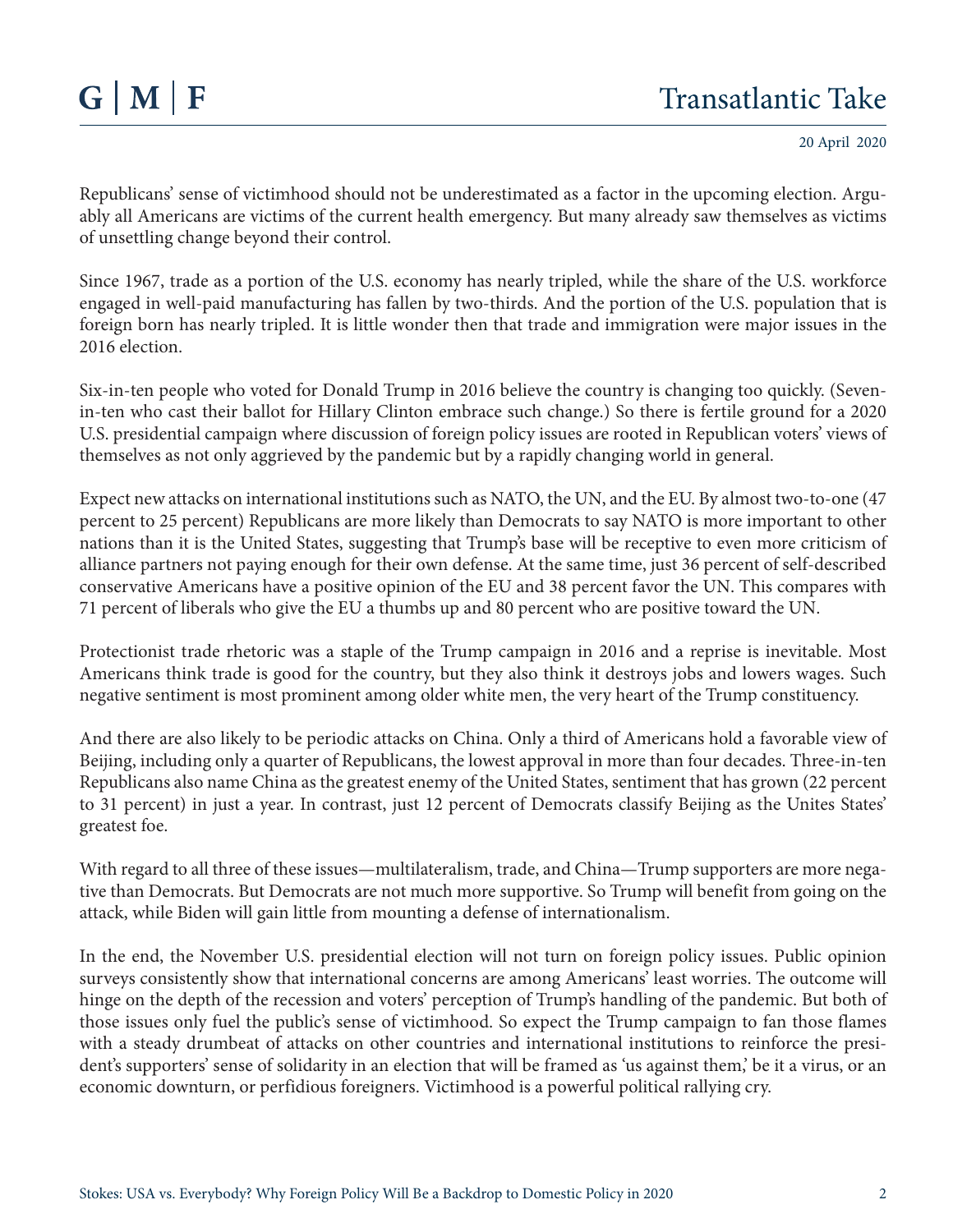Republicans' sense of victimhood should not be underestimated as a factor in the upcoming election. Arguably all Americans are victims of the current health emergency. But many already saw themselves as victims of unsettling change beyond their control.

Since 1967, trade as a portion of the U.S. economy has nearly tripled, while the share of the U.S. workforce engaged in well-paid manufacturing has fallen by two-thirds. And the portion of the U.S. population that is foreign born has nearly tripled. It is little wonder then that trade and immigration were major issues in the 2016 election.

Six-in-ten people who voted for Donald Trump in 2016 believe the country is changing too quickly. (Seven-in-ten who cast their ballot for Hillary Clinton embrace such change.) So there is fertile ground for a 2020 U.S. presidential campaign where discussion of foreign policy issues are rooted in Republican voters' views of themselves as not only aggrieved by the pandemic but by a rapidly changing world in general.

Expect new attacks on international institutions such as NATO, the UN, and the EU. By almost two-to-one (47 percent to 25 percent) Republicans are more likely than Democrats to say NATO is more important to other nations than it is the United States, suggesting that Trump's base will be receptive to even more criticism of alliance partners not paying enough for their own defense. At the same time, just 36 percent of self-described conservative Americans have a positive opinion of the EU and 38 percent favor the UN. This compares with 71 percent of liberals who give the EU a thumbs up and 80 percent who are positive toward the UN.

Protectionist trade rhetoric was a staple of the Trump campaign in 2016 and a reprise is inevitable. Most Americans think trade is good for the country, but they also think it destroys jobs and lowers wages. Such negative sentiment is most prominent among older white men, the very heart of the Trump constituency.

And there are also likely to be periodic attacks on China. Only a third of Americans hold a favorable view of Beijing, including only a quarter of Republicans, the lowest approval in more than four decades. Three-in-ten Republicans also name China as the greatest enemy of the United States, sentiment that has grown (22 percent to 31 percent) in just a year. In contrast, just 12 percent of Democrats classify Beijing as the Unites States' greatest foe.

With regard to all three of these issues—multilateralism, trade, and China—Trump supporters are more negative than Democrats. But Democrats are not much more supportive. So Trump will benefit from going on the attack, while Biden will gain little from mounting a defense of internationalism.

In the end, the November U.S. presidential election will not turn on foreign policy issues. Public opinion surveys consistently show that international concerns are among Americans' least worries. The outcome will hinge on the depth of the recession and voters' perception of Trump's handling of the pandemic. But both of those issues only fuel the public's sense of victimhood. So expect the Trump campaign to fan those flames with a steady drumbeat of attacks on other countries and international institutions to reinforce the president's supporters' sense of solidarity in an election that will be framed as 'us against them,' be it a virus, or an economic downturn, or perfidious foreigners. Victimhood is a powerful political rallying cry.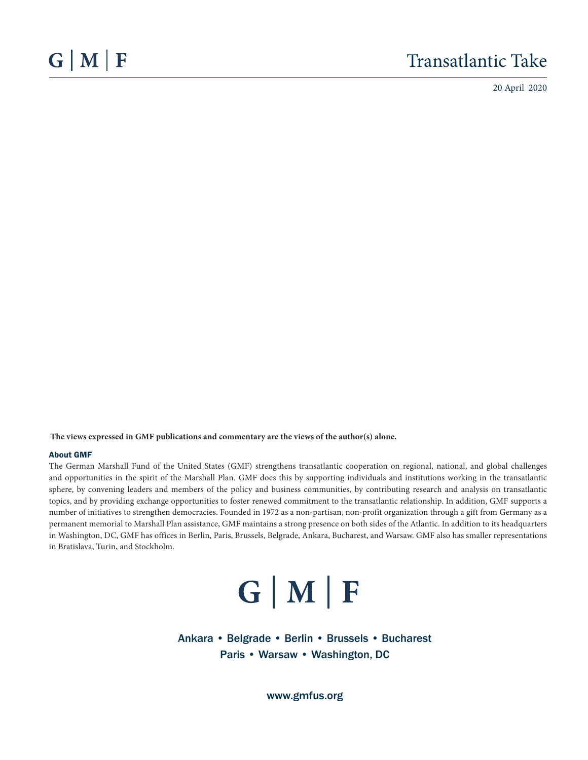**The views expressed in GMF publications and commentary are the views of the author(s) alone.**

### About GMF

The German Marshall Fund of the United States (GMF) strengthens transatlantic cooperation on regional, national, and global challenges and opportunities in the spirit of the Marshall Plan. GMF does this by supporting individuals and institutions working in the transatlantic sphere, by convening leaders and members of the policy and business communities, by contributing research and analysis on transatlantic topics, and by providing exchange opportunities to foster renewed commitment to the transatlantic relationship. In addition, GMF supports a number of initiatives to strengthen democracies. Founded in 1972 as a non-partisan, non-profit organization through a gift from Germany as a permanent memorial to Marshall Plan assistance, GMF maintains a strong presence on both sides of the Atlantic. In addition to its headquarters in Washington, DC, GMF has offices in Berlin, Paris, Brussels, Belgrade, Ankara, Bucharest, and Warsaw. GMF also has smaller representations in Bratislava, Turin, and Stockholm.

G | M | F

Ankara • Belgrade • Berlin • Brussels • Bucharest
Paris • Warsaw • Washington, DC

www.gmfus.org